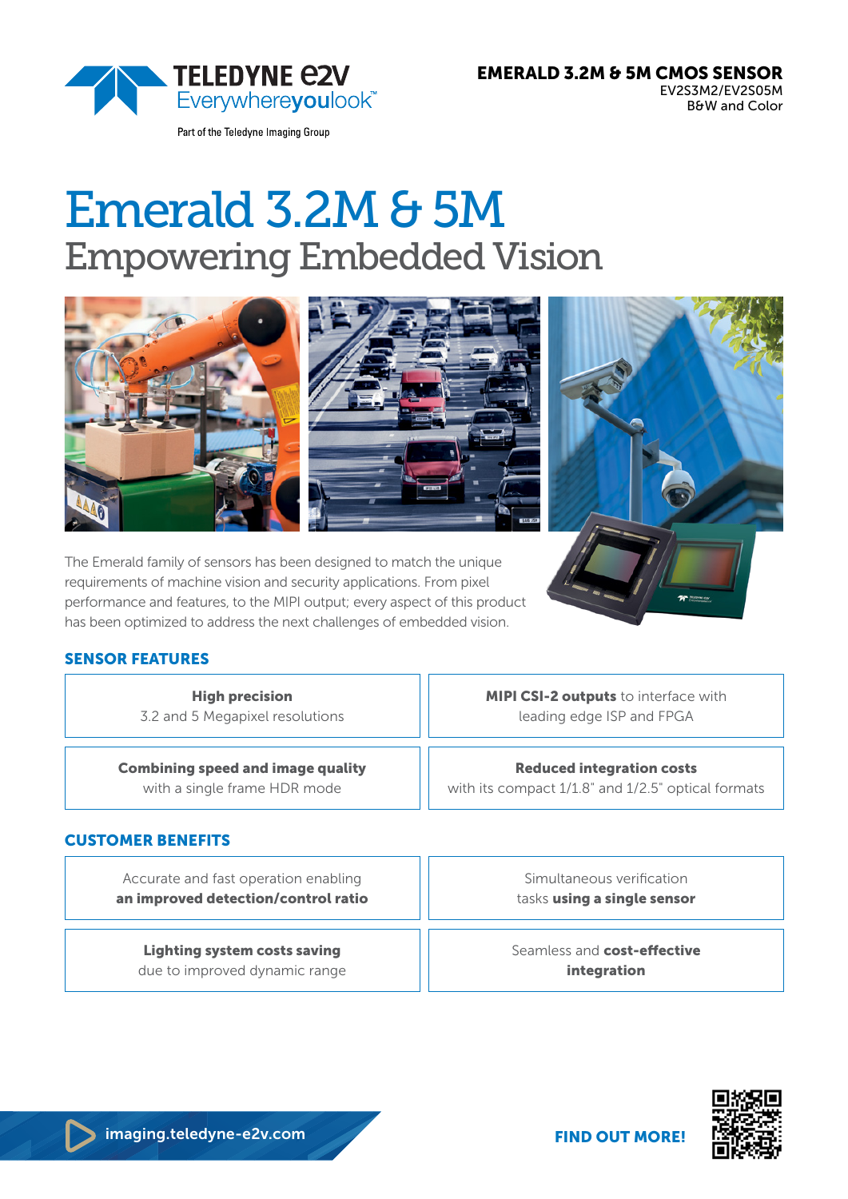TELEDYNE e2V
Everywhereyoulook™

Part of the Teledyne Imaging Group

**EMERALD 3.2M & 5M CMOS SENSOR**
EV2S3M2/EV2S05M
B&W and Color

# Emerald 3.2M & 5M
## Empowering Embedded Vision

The Emerald family of sensors has been designed to match the unique requirements of machine vision and security applications. From pixel performance and features, to the MIPI output; every aspect of this product has been optimized to address the next challenges of embedded vision.

### SENSOR FEATURES

| | |
|---|---|
| **High precision** 3.2 and 5 Megapixel resolutions | **MIPI CSI-2 outputs** to interface with leading edge ISP and FPGA |
| **Combining speed and image quality** with a single frame HDR mode | **Reduced integration costs** with its compact 1/1.8" and 1/2.5" optical formats |

### CUSTOMER BENEFITS

| | |
|---|---|
| Accurate and fast operation enabling **an improved detection/control ratio** | Simultaneous verification tasks **using a single sensor** |
| **Lighting system costs saving** due to improved dynamic range | Seamless and **cost-effective integration** |

imaging.teledyne-e2v.com

**FIND OUT MORE!**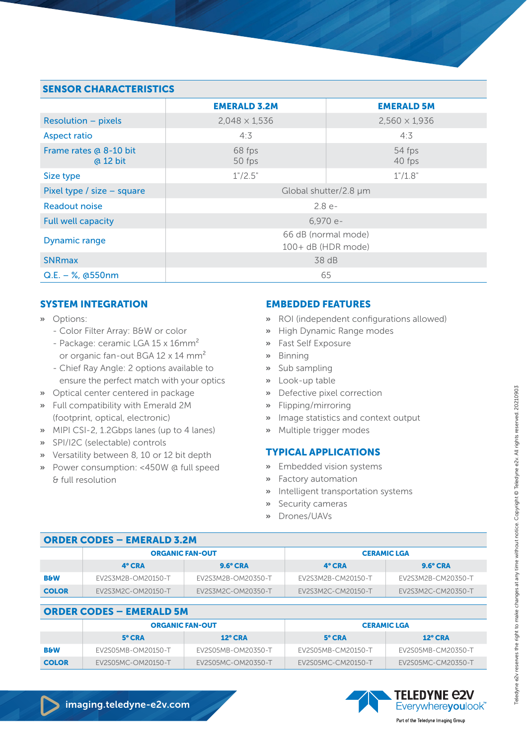## SENSOR CHARACTERISTICS

| | EMERALD 3.2M | EMERALD 5M |
|---|---|---|
| Resolution – pixels | 2,048 x 1,536 | 2,560 x 1,936 |
| Aspect ratio | 4:3 | 4:3 |
| Frame rates @ 8-10 bit<br>@ 12 bit | 68 fps<br>50 fps | 54 fps<br>40 fps |
| Size type | 1"/2.5" | 1"/1.8" |
| Pixel type / size – square | Global shutter/2.8 µm | |
| Readout noise | 2.8 e- | |
| Full well capacity | 6,970 e- | |
| Dynamic range | 66 dB (normal mode)<br>100+ dB (HDR mode) | |
| SNRmax | 38 dB | |
| Q.E. – %, @550nm | 65 | |

## SYSTEM INTEGRATION

- Options:
  - Color Filter Array: B&W or color
  - Package: ceramic LGA 15 x 16mm$^2$ or organic fan-out BGA 12 x 14 mm$^2$
  - Chief Ray Angle: 2 options available to ensure the perfect match with your optics
- Optical center centered in package
- Full compatibility with Emerald 2M (footprint, optical, electronic)
- MIPI CSI-2, 1.2Gbps lanes (up to 4 lanes)
- SPI/I2C (selectable) controls
- Versatility between 8, 10 or 12 bit depth
- Power consumption: <450W @ full speed & full resolution

## EMBEDDED FEATURES

- ROI (independent configurations allowed)
- High Dynamic Range modes
- Fast Self Exposure
- Binning
- Sub sampling
- Look-up table
- Defective pixel correction
- Flipping/mirroring
- Image statistics and context output
- Multiple trigger modes

## TYPICAL APPLICATIONS

- Embedded vision systems
- Factory automation
- Intelligent transportation systems
- Security cameras
- Drones/UAVs

## ORDER CODES – EMERALD 3.2M

| | ORGANIC FAN-OUT | | CERAMIC LGA | |
|---|---|---|---|---|
| | 4° CRA | 9.6° CRA | 4° CRA | 9.6° CRA |
| B&W | EV2S3M2B-OM20150-T | EV2S3M2B-OM20350-T | EV2S3M2B-CM20150-T | EV2S3M2B-CM20350-T |
| COLOR | EV2S3M2C-OM20150-T | EV2S3M2C-OM20350-T | EV2S3M2C-CM20150-T | EV2S3M2C-CM20350-T |

## ORDER CODES – EMERALD 5M

| | ORGANIC FAN-OUT | | CERAMIC LGA | |
|---|---|---|---|---|
| | 5° CRA | 12° CRA | 5° CRA | 12° CRA |
| B&W | EV2S05MB-OM20150-T | EV2S05MB-OM20350-T | EV2S05MB-CM20150-T | EV2S05MB-CM20350-T |
| COLOR | EV2S05MC-OM20150-T | EV2S05MC-OM20350-T | EV2S05MC-CM20150-T | EV2S05MC-CM20350-T |

imaging.teledyne-e2v.com

TELEDYNE e2v
Everywhereyoulook™
Part of the Teledyne Imaging Group

Teledyne e2v reserves the right to make changes at any time without notice. Copyright © Teledyne e2v. All rights reserved. 20210903